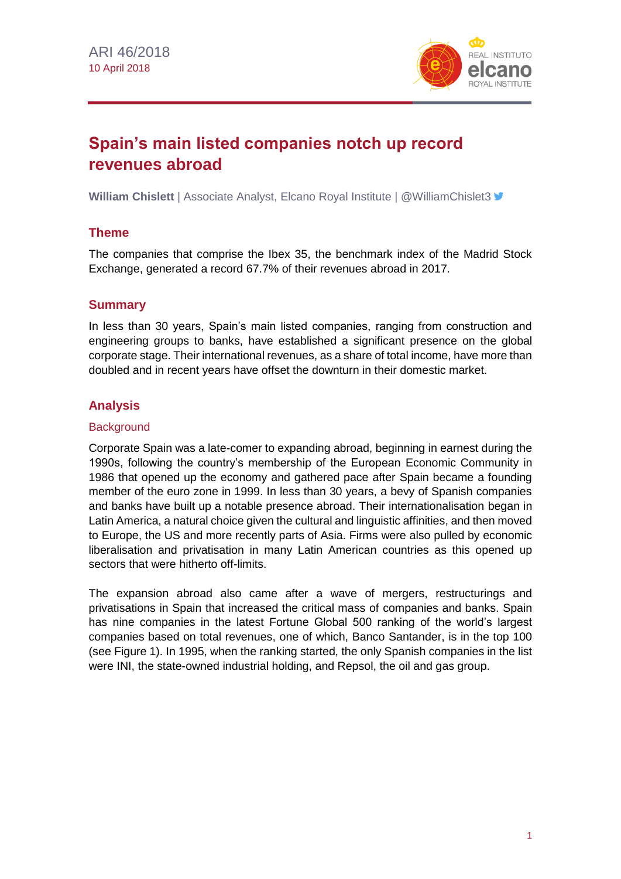ARI 46/2018
10 April 2018

# Spain's main listed companies notch up record revenues abroad

**William Chislett** | Associate Analyst, Elcano Royal Institute | @WilliamChislet3

## Theme

The companies that comprise the Ibex 35, the benchmark index of the Madrid Stock Exchange, generated a record 67.7% of their revenues abroad in 2017.

## Summary

In less than 30 years, Spain's main listed companies, ranging from construction and engineering groups to banks, have established a significant presence on the global corporate stage. Their international revenues, as a share of total income, have more than doubled and in recent years have offset the downturn in their domestic market.

## Analysis

### Background

Corporate Spain was a late-comer to expanding abroad, beginning in earnest during the 1990s, following the country's membership of the European Economic Community in 1986 that opened up the economy and gathered pace after Spain became a founding member of the euro zone in 1999. In less than 30 years, a bevy of Spanish companies and banks have built up a notable presence abroad. Their internationalisation began in Latin America, a natural choice given the cultural and linguistic affinities, and then moved to Europe, the US and more recently parts of Asia. Firms were also pulled by economic liberalisation and privatisation in many Latin American countries as this opened up sectors that were hitherto off-limits.

The expansion abroad also came after a wave of mergers, restructurings and privatisations in Spain that increased the critical mass of companies and banks. Spain has nine companies in the latest Fortune Global 500 ranking of the world's largest companies based on total revenues, one of which, Banco Santander, is in the top 100 (see Figure 1). In 1995, when the ranking started, the only Spanish companies in the list were INI, the state-owned industrial holding, and Repsol, the oil and gas group.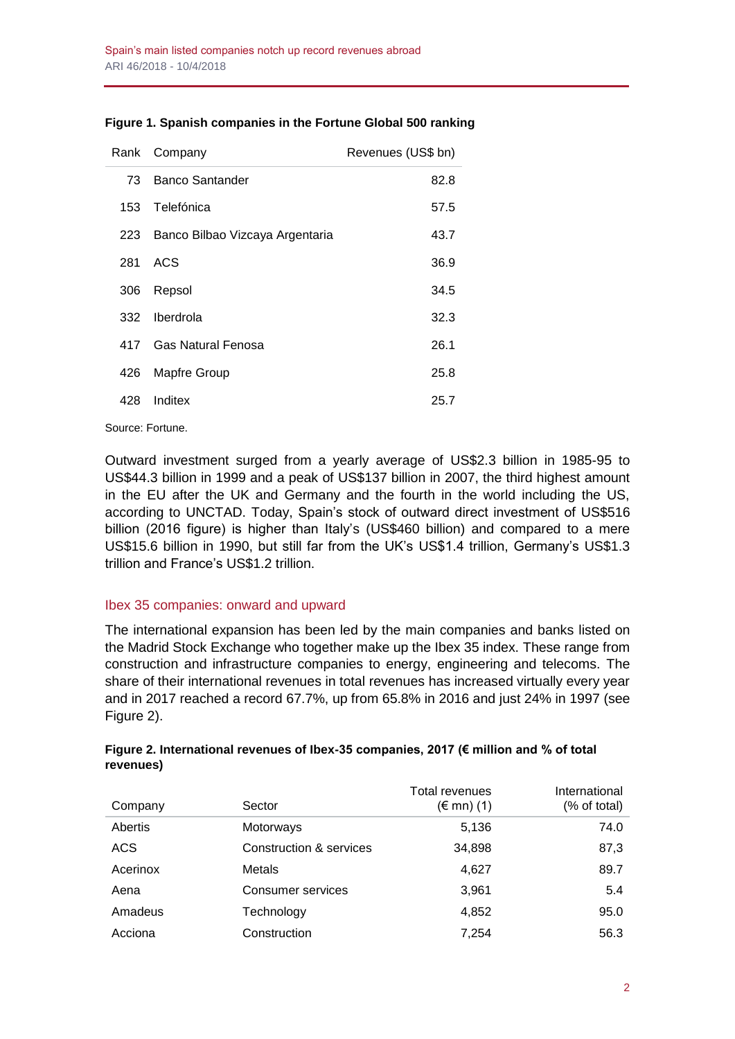**Figure 1. Spanish companies in the Fortune Global 500 ranking**

| Rank | Company | Revenues (US$ bn) |
|---|---|---|
| 73 | Banco Santander | 82.8 |
| 153 | Telefónica | 57.5 |
| 223 | Banco Bilbao Vizcaya Argentaria | 43.7 |
| 281 | ACS | 36.9 |
| 306 | Repsol | 34.5 |
| 332 | Iberdrola | 32.3 |
| 417 | Gas Natural Fenosa | 26.1 |
| 426 | Mapfre Group | 25.8 |
| 428 | Inditex | 25.7 |

Source: Fortune.

Outward investment surged from a yearly average of US$2.3 billion in 1985-95 to US$44.3 billion in 1999 and a peak of US$137 billion in 2007, the third highest amount in the EU after the UK and Germany and the fourth in the world including the US, according to UNCTAD. Today, Spain's stock of outward direct investment of US$516 billion (2016 figure) is higher than Italy's (US$460 billion) and compared to a mere US$15.6 billion in 1990, but still far from the UK's US$1.4 trillion, Germany's US$1.3 trillion and France's US$1.2 trillion.

## Ibex 35 companies: onward and upward

The international expansion has been led by the main companies and banks listed on the Madrid Stock Exchange who together make up the Ibex 35 index. These range from construction and infrastructure companies to energy, engineering and telecoms. The share of their international revenues in total revenues has increased virtually every year and in 2017 reached a record 67.7%, up from 65.8% in 2016 and just 24% in 1997 (see Figure 2).

**Figure 2. International revenues of Ibex-35 companies, 2017 (€ million and % of total revenues)**

| Company | Sector | Total revenues (€ mn) (1) | International (% of total) |
|---|---|---|---|
| Abertis | Motorways | 5,136 | 74.0 |
| ACS | Construction & services | 34,898 | 87,3 |
| Acerinox | Metals | 4,627 | 89.7 |
| Aena | Consumer services | 3,961 | 5.4 |
| Amadeus | Technology | 4,852 | 95.0 |
| Acciona | Construction | 7,254 | 56.3 |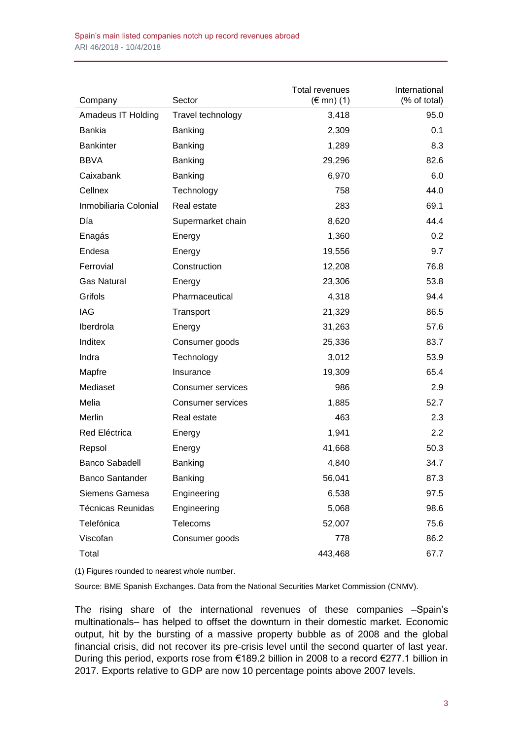| Company | Sector | Total revenues (€ mn) (1) | International (% of total) |
|---|---|---|---|
| Amadeus IT Holding | Travel technology | 3,418 | 95.0 |
| Bankia | Banking | 2,309 | 0.1 |
| Bankinter | Banking | 1,289 | 8.3 |
| BBVA | Banking | 29,296 | 82.6 |
| Caixabank | Banking | 6,970 | 6.0 |
| Cellnex | Technology | 758 | 44.0 |
| Inmobiliaria Colonial | Real estate | 283 | 69.1 |
| Día | Supermarket chain | 8,620 | 44.4 |
| Enagás | Energy | 1,360 | 0.2 |
| Endesa | Energy | 19,556 | 9.7 |
| Ferrovial | Construction | 12,208 | 76.8 |
| Gas Natural | Energy | 23,306 | 53.8 |
| Grifols | Pharmaceutical | 4,318 | 94.4 |
| IAG | Transport | 21,329 | 86.5 |
| Iberdrola | Energy | 31,263 | 57.6 |
| Inditex | Consumer goods | 25,336 | 83.7 |
| Indra | Technology | 3,012 | 53.9 |
| Mapfre | Insurance | 19,309 | 65.4 |
| Mediaset | Consumer services | 986 | 2.9 |
| Melia | Consumer services | 1,885 | 52.7 |
| Merlin | Real estate | 463 | 2.3 |
| Red Eléctrica | Energy | 1,941 | 2.2 |
| Repsol | Energy | 41,668 | 50.3 |
| Banco Sabadell | Banking | 4,840 | 34.7 |
| Banco Santander | Banking | 56,041 | 87.3 |
| Siemens Gamesa | Engineering | 6,538 | 97.5 |
| Técnicas Reunidas | Engineering | 5,068 | 98.6 |
| Telefónica | Telecoms | 52,007 | 75.6 |
| Viscofan | Consumer goods | 778 | 86.2 |
| Total | | 443,468 | 67.7 |

(1) Figures rounded to nearest whole number.

Source: BME Spanish Exchanges. Data from the National Securities Market Commission (CNMV).

The rising share of the international revenues of these companies –Spain's multinationals– has helped to offset the downturn in their domestic market. Economic output, hit by the bursting of a massive property bubble as of 2008 and the global financial crisis, did not recover its pre-crisis level until the second quarter of last year. During this period, exports rose from €189.2 billion in 2008 to a record €277.1 billion in 2017. Exports relative to GDP are now 10 percentage points above 2007 levels.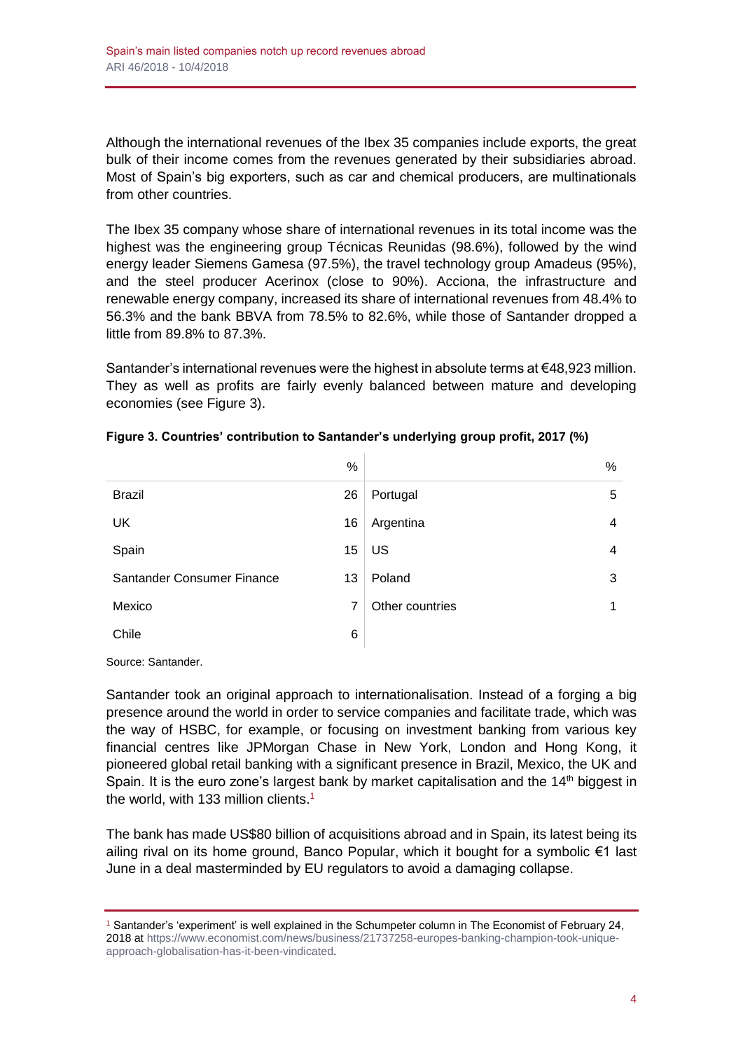Although the international revenues of the Ibex 35 companies include exports, the great bulk of their income comes from the revenues generated by their subsidiaries abroad. Most of Spain's big exporters, such as car and chemical producers, are multinationals from other countries.

The Ibex 35 company whose share of international revenues in its total income was the highest was the engineering group Técnicas Reunidas (98.6%), followed by the wind energy leader Siemens Gamesa (97.5%), the travel technology group Amadeus (95%), and the steel producer Acerinox (close to 90%). Acciona, the infrastructure and renewable energy company, increased its share of international revenues from 48.4% to 56.3% and the bank BBVA from 78.5% to 82.6%, while those of Santander dropped a little from 89.8% to 87.3%.

Santander's international revenues were the highest in absolute terms at €48,923 million. They as well as profits are fairly evenly balanced between mature and developing economies (see Figure 3).

**Figure 3. Countries' contribution to Santander's underlying group profit, 2017 (%)**

| | % | | % |
|---|---|---|---|
| Brazil | 26 | Portugal | 5 |
| UK | 16 | Argentina | 4 |
| Spain | 15 | US | 4 |
| Santander Consumer Finance | 13 | Poland | 3 |
| Mexico | 7 | Other countries | 1 |
| Chile | 6 | | |

Source: Santander.

Santander took an original approach to internationalisation. Instead of a forging a big presence around the world in order to service companies and facilitate trade, which was the way of HSBC, for example, or focusing on investment banking from various key financial centres like JPMorgan Chase in New York, London and Hong Kong, it pioneered global retail banking with a significant presence in Brazil, Mexico, the UK and Spain. It is the euro zone's largest bank by market capitalisation and the 14th biggest in the world, with 133 million clients.[1]

The bank has made US$80 billion of acquisitions abroad and in Spain, its latest being its ailing rival on its home ground, Banco Popular, which it bought for a symbolic €1 last June in a deal masterminded by EU regulators to avoid a damaging collapse.

[1] Santander's 'experiment' is well explained in the Schumpeter column in The Economist of February 24, 2018 at https://www.economist.com/news/business/21737258-europes-banking-champion-took-unique-approach-globalisation-has-it-been-vindicated.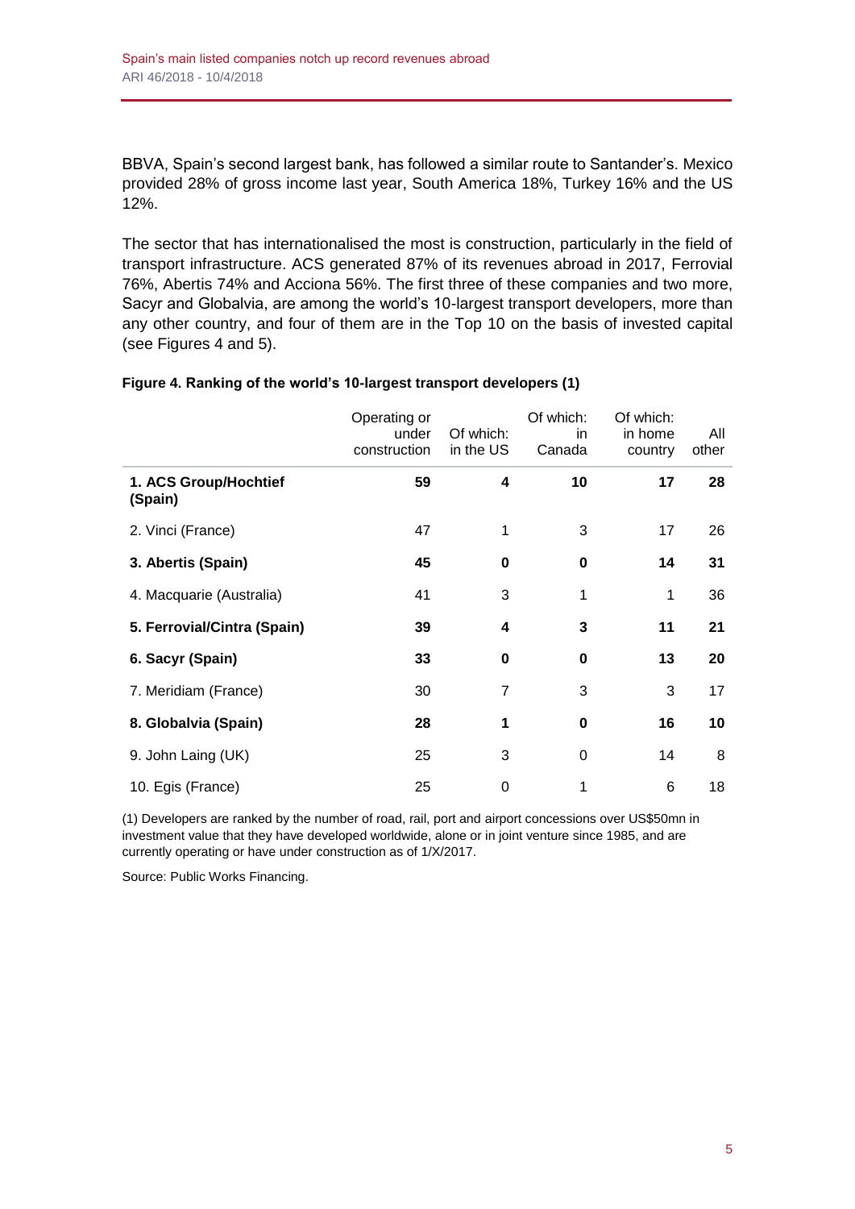BBVA, Spain's second largest bank, has followed a similar route to Santander's. Mexico provided 28% of gross income last year, South America 18%, Turkey 16% and the US 12%.

The sector that has internationalised the most is construction, particularly in the field of transport infrastructure. ACS generated 87% of its revenues abroad in 2017, Ferrovial 76%, Abertis 74% and Acciona 56%. The first three of these companies and two more, Sacyr and Globalvia, are among the world's 10-largest transport developers, more than any other country, and four of them are in the Top 10 on the basis of invested capital (see Figures 4 and 5).

**Figure 4. Ranking of the world's 10-largest transport developers (1)**

| | Operating or under construction | Of which: in the US | Of which: in Canada | Of which: in home country | All other |
|---|---|---|---|---|---|
| **1. ACS Group/Hochtief (Spain)** | **59** | **4** | **10** | **17** | **28** |
| 2. Vinci (France) | 47 | 1 | 3 | 17 | 26 |
| **3. Abertis (Spain)** | **45** | **0** | **0** | **14** | **31** |
| 4. Macquarie (Australia) | 41 | 3 | 1 | 1 | 36 |
| **5. Ferrovial/Cintra (Spain)** | **39** | **4** | **3** | **11** | **21** |
| **6. Sacyr (Spain)** | **33** | **0** | **0** | **13** | **20** |
| 7. Meridiam (France) | 30 | 7 | 3 | 3 | 17 |
| **8. Globalvia (Spain)** | **28** | **1** | **0** | **16** | **10** |
| 9. John Laing (UK) | 25 | 3 | 0 | 14 | 8 |
| 10. Egis (France) | 25 | 0 | 1 | 6 | 18 |

(1) Developers are ranked by the number of road, rail, port and airport concessions over US$50mn in investment value that they have developed worldwide, alone or in joint venture since 1985, and are currently operating or have under construction as of 1/X/2017.

Source: Public Works Financing.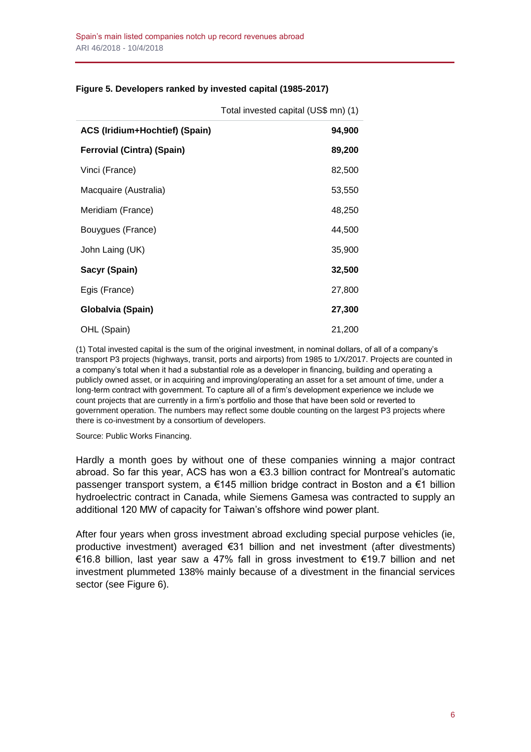**Figure 5. Developers ranked by invested capital (1985-2017)**

| | Total invested capital (US$ mn) (1) |
|---|---|
| **ACS (Iridium+Hochtief) (Spain)** | **94,900** |
| **Ferrovial (Cintra) (Spain)** | **89,200** |
| Vinci (France) | 82,500 |
| Macquaire (Australia) | 53,550 |
| Meridiam (France) | 48,250 |
| Bouygues (France) | 44,500 |
| John Laing (UK) | 35,900 |
| **Sacyr (Spain)** | **32,500** |
| Egis (France) | 27,800 |
| **Globalvia (Spain)** | **27,300** |
| OHL (Spain) | 21,200 |

(1) Total invested capital is the sum of the original investment, in nominal dollars, of all of a company's transport P3 projects (highways, transit, ports and airports) from 1985 to 1/X/2017. Projects are counted in a company's total when it had a substantial role as a developer in financing, building and operating a publicly owned asset, or in acquiring and improving/operating an asset for a set amount of time, under a long-term contract with government. To capture all of a firm's development experience we include we count projects that are currently in a firm's portfolio and those that have been sold or reverted to government operation. The numbers may reflect some double counting on the largest P3 projects where there is co-investment by a consortium of developers.

Source: Public Works Financing.

Hardly a month goes by without one of these companies winning a major contract abroad. So far this year, ACS has won a €3.3 billion contract for Montreal's automatic passenger transport system, a €145 million bridge contract in Boston and a €1 billion hydroelectric contract in Canada, while Siemens Gamesa was contracted to supply an additional 120 MW of capacity for Taiwan's offshore wind power plant.

After four years when gross investment abroad excluding special purpose vehicles (ie, productive investment) averaged €31 billion and net investment (after divestments) €16.8 billion, last year saw a 47% fall in gross investment to €19.7 billion and net investment plummeted 138% mainly because of a divestment in the financial services sector (see Figure 6).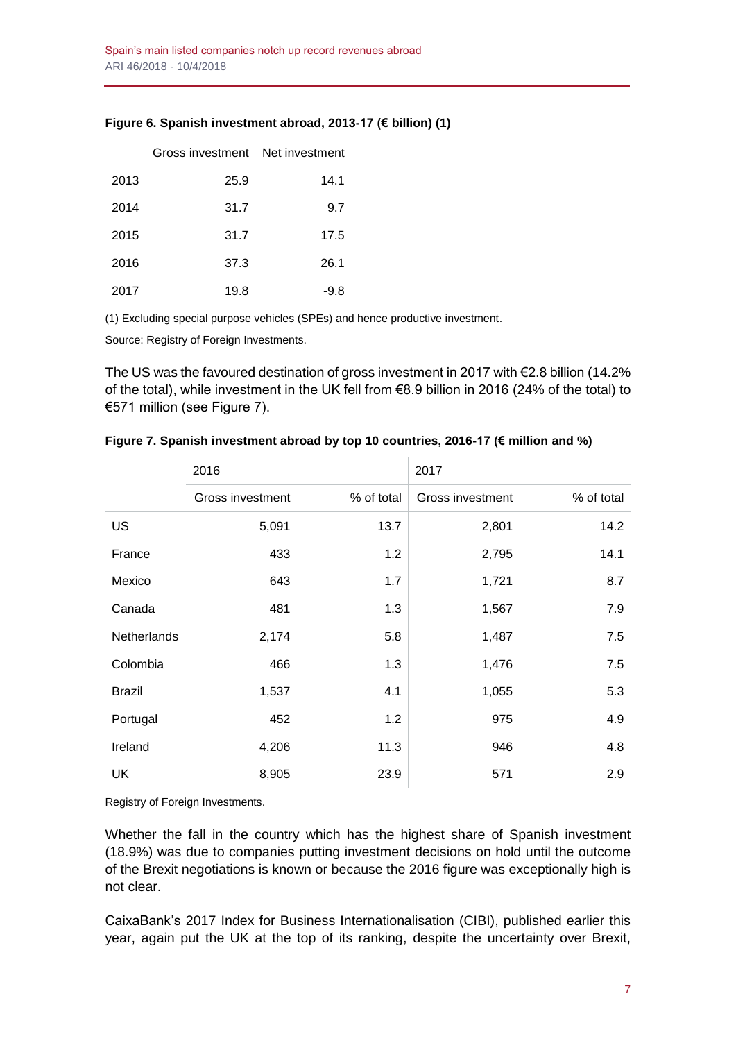**Figure 6. Spanish investment abroad, 2013-17 (€ billion) (1)**

| | Gross investment | Net investment |
|---|---|---|
| 2013 | 25.9 | 14.1 |
| 2014 | 31.7 | 9.7 |
| 2015 | 31.7 | 17.5 |
| 2016 | 37.3 | 26.1 |
| 2017 | 19.8 | -9.8 |

(1) Excluding special purpose vehicles (SPEs) and hence productive investment.

Source: Registry of Foreign Investments.

The US was the favoured destination of gross investment in 2017 with €2.8 billion (14.2% of the total), while investment in the UK fell from €8.9 billion in 2016 (24% of the total) to €571 million (see Figure 7).

**Figure 7. Spanish investment abroad by top 10 countries, 2016-17 (€ million and %)**

| | 2016 | | 2017 | |
|---|---|---|---|---|
| | Gross investment | % of total | Gross investment | % of total |
| US | 5,091 | 13.7 | 2,801 | 14.2 |
| France | 433 | 1.2 | 2,795 | 14.1 |
| Mexico | 643 | 1.7 | 1,721 | 8.7 |
| Canada | 481 | 1.3 | 1,567 | 7.9 |
| Netherlands | 2,174 | 5.8 | 1,487 | 7.5 |
| Colombia | 466 | 1.3 | 1,476 | 7.5 |
| Brazil | 1,537 | 4.1 | 1,055 | 5.3 |
| Portugal | 452 | 1.2 | 975 | 4.9 |
| Ireland | 4,206 | 11.3 | 946 | 4.8 |
| UK | 8,905 | 23.9 | 571 | 2.9 |

Registry of Foreign Investments.

Whether the fall in the country which has the highest share of Spanish investment (18.9%) was due to companies putting investment decisions on hold until the outcome of the Brexit negotiations is known or because the 2016 figure was exceptionally high is not clear.

CaixaBank's 2017 Index for Business Internationalisation (CIBI), published earlier this year, again put the UK at the top of its ranking, despite the uncertainty over Brexit,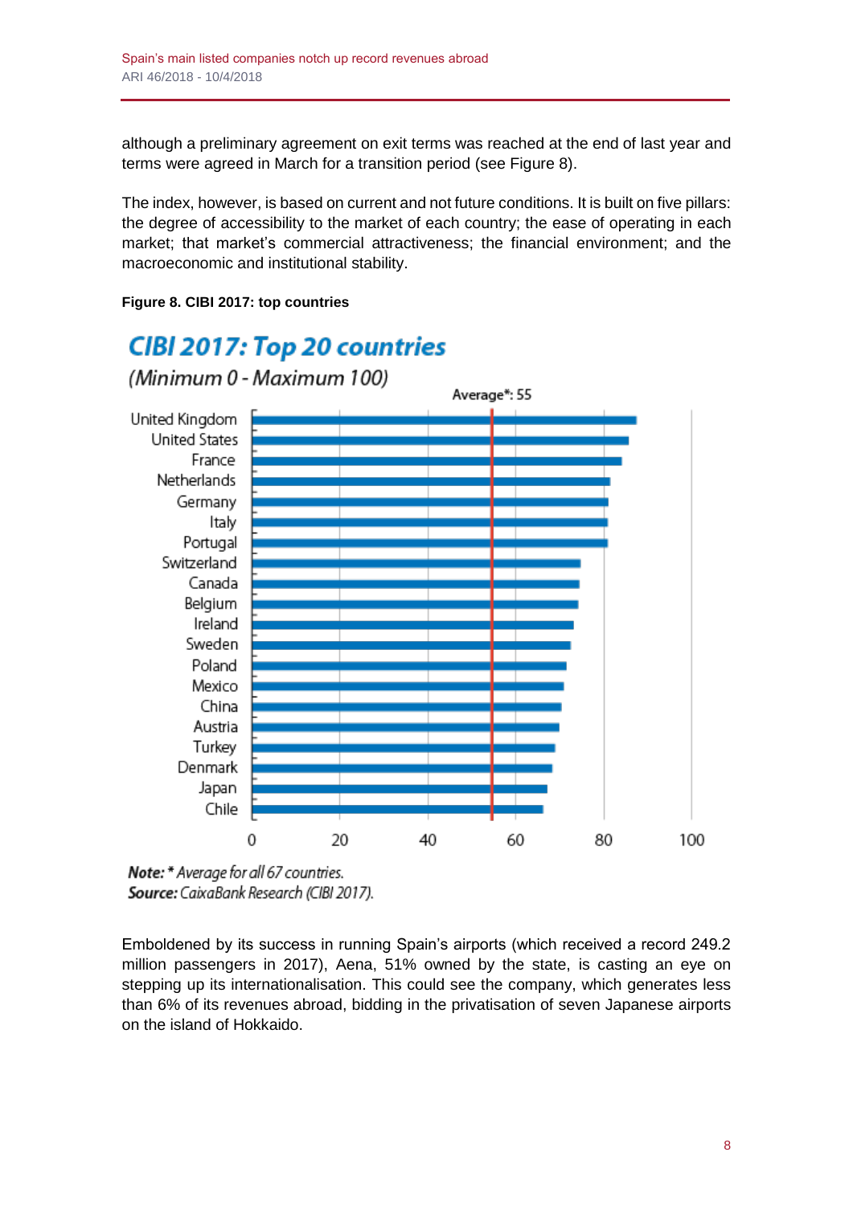although a preliminary agreement on exit terms was reached at the end of last year and terms were agreed in March for a transition period (see Figure 8).

The index, however, is based on current and not future conditions. It is built on five pillars: the degree of accessibility to the market of each country; the ease of operating in each market; that market's commercial attractiveness; the financial environment; and the macroeconomic and institutional stability.

**Figure 8. CIBI 2017: top countries**

**CIBI 2017: Top 20 countries**

*(Minimum 0 - Maximum 100)*

Average*: 55

United Kingdom
United States
France
Netherlands
Germany
Italy
Portugal
Switzerland
Canada
Belgium
Ireland
Sweden
Poland
Mexico
China
Austria
Turkey
Denmark
Japan
Chile

0 20 40 60 80 100

***Note:*** *\* Average for all 67 countries.*
***Source:*** *CaixaBank Research (CIBI 2017).*

Emboldened by its success in running Spain's airports (which received a record 249.2 million passengers in 2017), Aena, 51% owned by the state, is casting an eye on stepping up its internationalisation. This could see the company, which generates less than 6% of its revenues abroad, bidding in the privatisation of seven Japanese airports on the island of Hokkaido.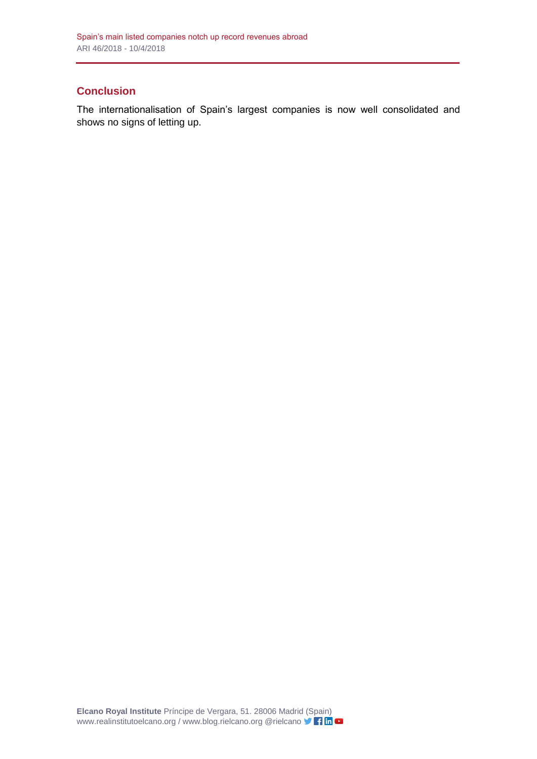## Conclusion

The internationalisation of Spain's largest companies is now well consolidated and shows no signs of letting up.